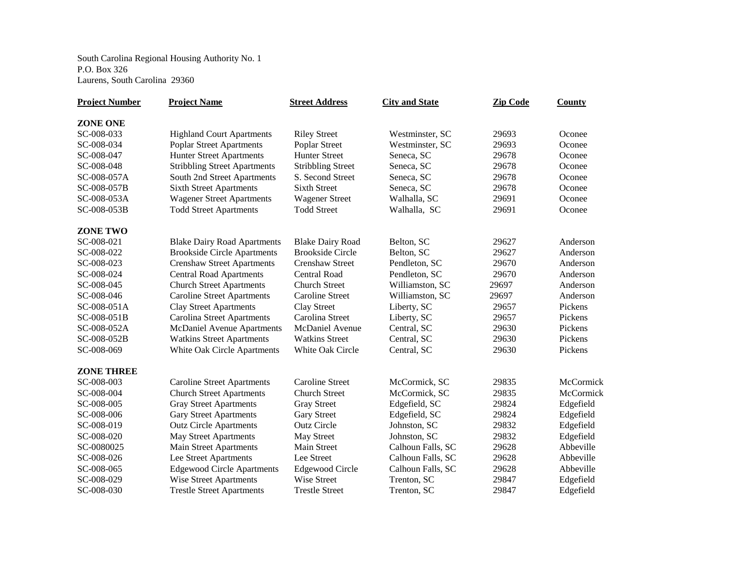South Carolina Regional Housing Authority No. 1
P.O. Box 326
Laurens, South Carolina 29360

| Project Number | Project Name | Street Address | City and State | Zip Code | County |
|---|---|---|---|---|---|
| **ZONE ONE** | | | | | |
| SC-008-033 | Highland Court Apartments | Riley Street | Westminster, SC | 29693 | Oconee |
| SC-008-034 | Poplar Street Apartments | Poplar Street | Westminster, SC | 29693 | Oconee |
| SC-008-047 | Hunter Street Apartments | Hunter Street | Seneca, SC | 29678 | Oconee |
| SC-008-048 | Stribbling Street Apartments | Stribbling Street | Seneca, SC | 29678 | Oconee |
| SC-008-057A | South 2nd Street Apartments | S. Second Street | Seneca, SC | 29678 | Oconee |
| SC-008-057B | Sixth Street Apartments | Sixth Street | Seneca, SC | 29678 | Oconee |
| SC-008-053A | Wagener Street Apartments | Wagener Street | Walhalla, SC | 29691 | Oconee |
| SC-008-053B | Todd Street Apartments | Todd Street | Walhalla, SC | 29691 | Oconee |
| **ZONE TWO** | | | | | |
| SC-008-021 | Blake Dairy Road Apartments | Blake Dairy Road | Belton, SC | 29627 | Anderson |
| SC-008-022 | Brookside Circle Apartments | Brookside Circle | Belton, SC | 29627 | Anderson |
| SC-008-023 | Crenshaw Street Apartments | Crenshaw Street | Pendleton, SC | 29670 | Anderson |
| SC-008-024 | Central Road Apartments | Central Road | Pendleton, SC | 29670 | Anderson |
| SC-008-045 | Church Street Apartments | Church Street | Williamston, SC | 29697 | Anderson |
| SC-008-046 | Caroline Street Apartments | Caroline Street | Williamston, SC | 29697 | Anderson |
| SC-008-051A | Clay Street Apartments | Clay Street | Liberty, SC | 29657 | Pickens |
| SC-008-051B | Carolina Street Apartments | Carolina Street | Liberty, SC | 29657 | Pickens |
| SC-008-052A | McDaniel Avenue Apartments | McDaniel Avenue | Central, SC | 29630 | Pickens |
| SC-008-052B | Watkins Street Apartments | Watkins Street | Central, SC | 29630 | Pickens |
| SC-008-069 | White Oak Circle Apartments | White Oak Circle | Central, SC | 29630 | Pickens |
| **ZONE THREE** | | | | | |
| SC-008-003 | Caroline Street Apartments | Caroline Street | McCormick, SC | 29835 | McCormick |
| SC-008-004 | Church Street Apartments | Church Street | McCormick, SC | 29835 | McCormick |
| SC-008-005 | Gray Street Apartments | Gray Street | Edgefield, SC | 29824 | Edgefield |
| SC-008-006 | Gary Street Apartments | Gary Street | Edgefield, SC | 29824 | Edgefield |
| SC-008-019 | Outz Circle Apartments | Outz Circle | Johnston, SC | 29832 | Edgefield |
| SC-008-020 | May Street Apartments | May Street | Johnston, SC | 29832 | Edgefield |
| SC-0080025 | Main Street Apartments | Main Street | Calhoun Falls, SC | 29628 | Abbeville |
| SC-008-026 | Lee Street Apartments | Lee Street | Calhoun Falls, SC | 29628 | Abbeville |
| SC-008-065 | Edgewood Circle Apartments | Edgewood Circle | Calhoun Falls, SC | 29628 | Abbeville |
| SC-008-029 | Wise Street Apartments | Wise Street | Trenton, SC | 29847 | Edgefield |
| SC-008-030 | Trestle Street Apartments | Trestle Street | Trenton, SC | 29847 | Edgefield |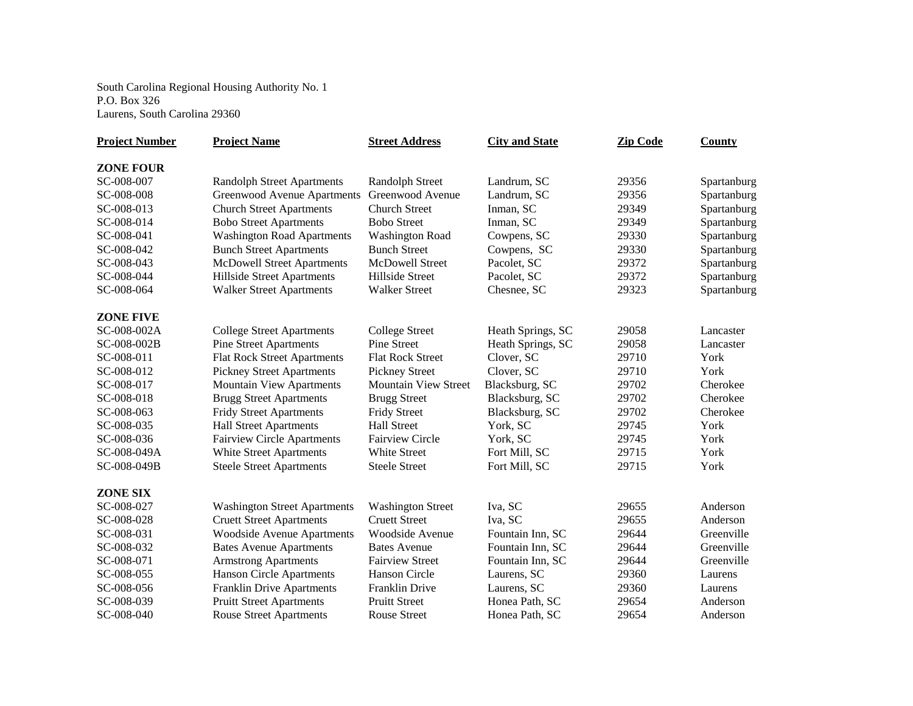South Carolina Regional Housing Authority No. 1
P.O. Box 326
Laurens, South Carolina 29360

| Project Number | Project Name | Street Address | City and State | Zip Code | County |
|---|---|---|---|---|---|
| **ZONE FOUR** | | | | | |
| SC-008-007 | Randolph Street Apartments | Randolph Street | Landrum, SC | 29356 | Spartanburg |
| SC-008-008 | Greenwood Avenue Apartments | Greenwood Avenue | Landrum, SC | 29356 | Spartanburg |
| SC-008-013 | Church Street Apartments | Church Street | Inman, SC | 29349 | Spartanburg |
| SC-008-014 | Bobo Street Apartments | Bobo Street | Inman, SC | 29349 | Spartanburg |
| SC-008-041 | Washington Road Apartments | Washington Road | Cowpens, SC | 29330 | Spartanburg |
| SC-008-042 | Bunch Street Apartments | Bunch Street | Cowpens, SC | 29330 | Spartanburg |
| SC-008-043 | McDowell Street Apartments | McDowell Street | Pacolet, SC | 29372 | Spartanburg |
| SC-008-044 | Hillside Street Apartments | Hillside Street | Pacolet, SC | 29372 | Spartanburg |
| SC-008-064 | Walker Street Apartments | Walker Street | Chesnee, SC | 29323 | Spartanburg |
| **ZONE FIVE** | | | | | |
| SC-008-002A | College Street Apartments | College Street | Heath Springs, SC | 29058 | Lancaster |
| SC-008-002B | Pine Street Apartments | Pine Street | Heath Springs, SC | 29058 | Lancaster |
| SC-008-011 | Flat Rock Street Apartments | Flat Rock Street | Clover, SC | 29710 | York |
| SC-008-012 | Pickney Street Apartments | Pickney Street | Clover, SC | 29710 | York |
| SC-008-017 | Mountain View Apartments | Mountain View Street | Blacksburg, SC | 29702 | Cherokee |
| SC-008-018 | Brugg Street Apartments | Brugg Street | Blacksburg, SC | 29702 | Cherokee |
| SC-008-063 | Fridy Street Apartments | Fridy Street | Blacksburg, SC | 29702 | Cherokee |
| SC-008-035 | Hall Street Apartments | Hall Street | York, SC | 29745 | York |
| SC-008-036 | Fairview Circle Apartments | Fairview Circle | York, SC | 29745 | York |
| SC-008-049A | White Street Apartments | White Street | Fort Mill, SC | 29715 | York |
| SC-008-049B | Steele Street Apartments | Steele Street | Fort Mill, SC | 29715 | York |
| **ZONE SIX** | | | | | |
| SC-008-027 | Washington Street Apartments | Washington Street | Iva, SC | 29655 | Anderson |
| SC-008-028 | Cruett Street Apartments | Cruett Street | Iva, SC | 29655 | Anderson |
| SC-008-031 | Woodside Avenue Apartments | Woodside Avenue | Fountain Inn, SC | 29644 | Greenville |
| SC-008-032 | Bates Avenue Apartments | Bates Avenue | Fountain Inn, SC | 29644 | Greenville |
| SC-008-071 | Armstrong Apartments | Fairview Street | Fountain Inn, SC | 29644 | Greenville |
| SC-008-055 | Hanson Circle Apartments | Hanson Circle | Laurens, SC | 29360 | Laurens |
| SC-008-056 | Franklin Drive Apartments | Franklin Drive | Laurens, SC | 29360 | Laurens |
| SC-008-039 | Pruitt Street Apartments | Pruitt Street | Honea Path, SC | 29654 | Anderson |
| SC-008-040 | Rouse Street Apartments | Rouse Street | Honea Path, SC | 29654 | Anderson |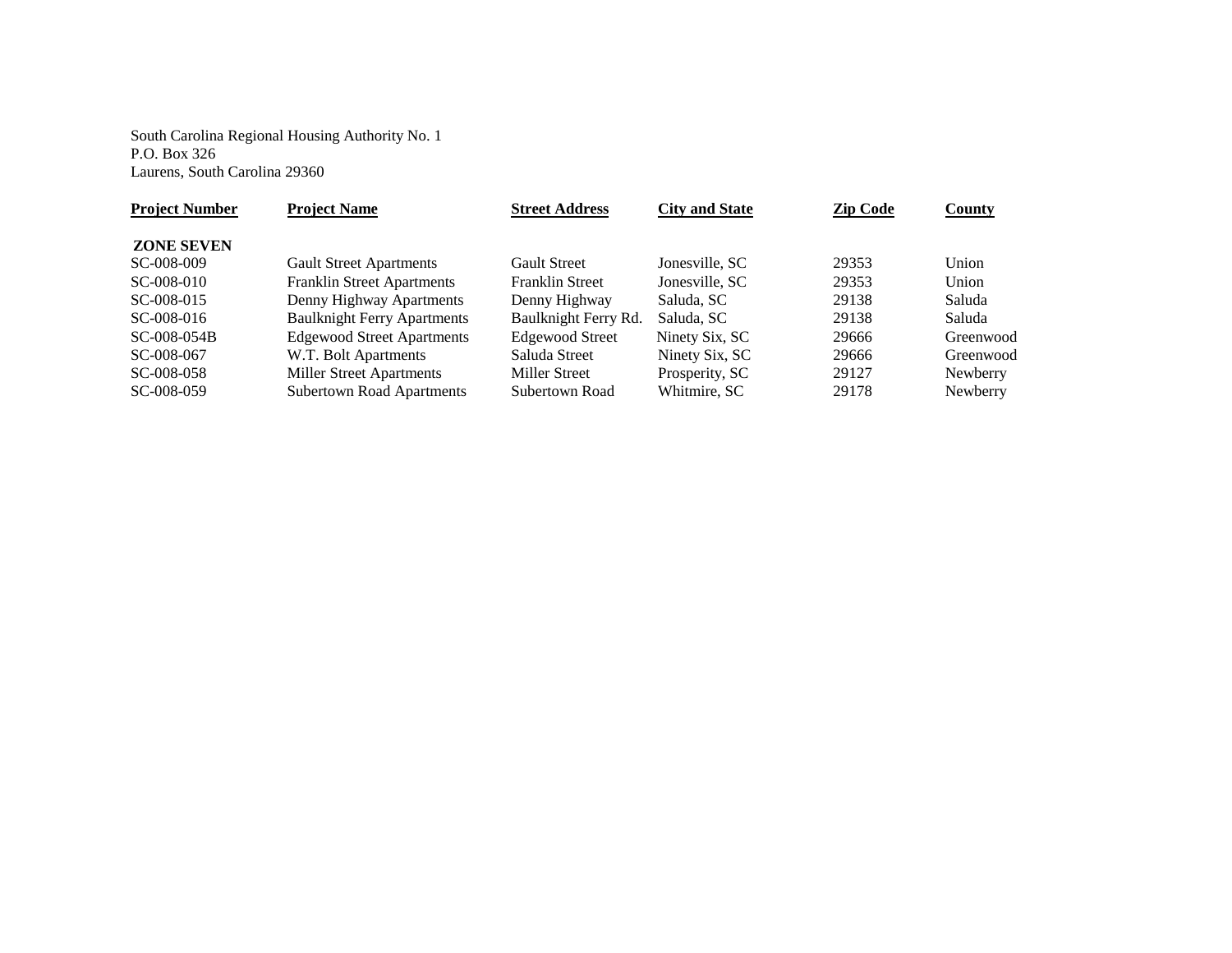South Carolina Regional Housing Authority No. 1
P.O. Box 326
Laurens, South Carolina 29360

| **Project Number** | **Project Name** | **Street Address** | **City and State** | **Zip Code** | **County** |
|---|---|---|---|---|---|
| **ZONE SEVEN** | | | | | |
| SC-008-009 | Gault Street Apartments | Gault Street | Jonesville, SC | 29353 | Union |
| SC-008-010 | Franklin Street Apartments | Franklin Street | Jonesville, SC | 29353 | Union |
| SC-008-015 | Denny Highway Apartments | Denny Highway | Saluda, SC | 29138 | Saluda |
| SC-008-016 | Baulknight Ferry Apartments | Baulknight Ferry Rd. | Saluda, SC | 29138 | Saluda |
| SC-008-054B | Edgewood Street Apartments | Edgewood Street | Ninety Six, SC | 29666 | Greenwood |
| SC-008-067 | W.T. Bolt Apartments | Saluda Street | Ninety Six, SC | 29666 | Greenwood |
| SC-008-058 | Miller Street Apartments | Miller Street | Prosperity, SC | 29127 | Newberry |
| SC-008-059 | Subertown Road Apartments | Subertown Road | Whitmire, SC | 29178 | Newberry |